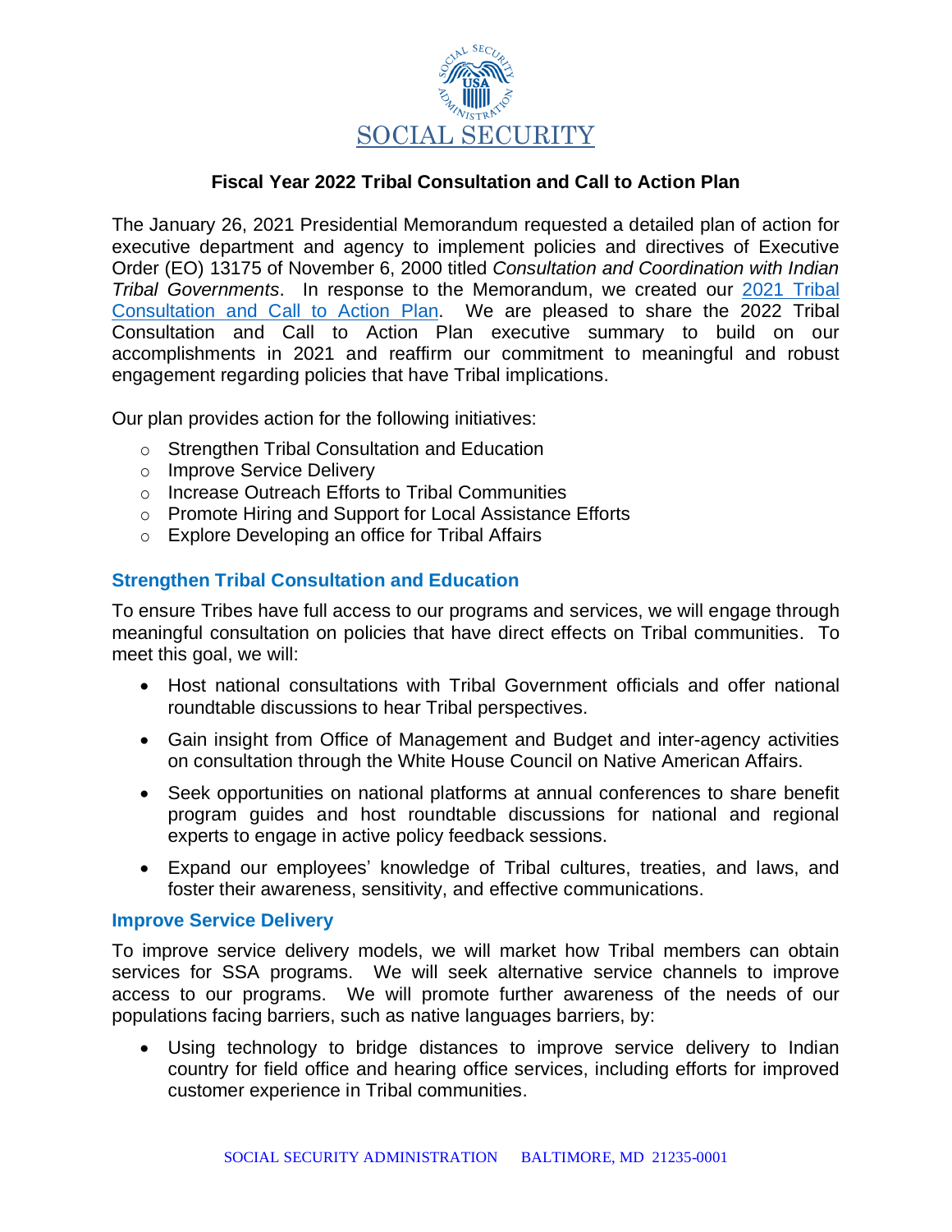SOCIAL SECURITY

# Fiscal Year 2022 Tribal Consultation and Call to Action Plan

The January 26, 2021 Presidential Memorandum requested a detailed plan of action for executive department and agency to implement policies and directives of Executive Order (EO) 13175 of November 6, 2000 titled *Consultation and Coordination with Indian Tribal Governments*. In response to the Memorandum, we created our 2021 Tribal Consultation and Call to Action Plan. We are pleased to share the 2022 Tribal Consultation and Call to Action Plan executive summary to build on our accomplishments in 2021 and reaffirm our commitment to meaningful and robust engagement regarding policies that have Tribal implications.

Our plan provides action for the following initiatives:

- Strengthen Tribal Consultation and Education
- Improve Service Delivery
- Increase Outreach Efforts to Tribal Communities
- Promote Hiring and Support for Local Assistance Efforts
- Explore Developing an office for Tribal Affairs

## Strengthen Tribal Consultation and Education

To ensure Tribes have full access to our programs and services, we will engage through meaningful consultation on policies that have direct effects on Tribal communities. To meet this goal, we will:

- Host national consultations with Tribal Government officials and offer national roundtable discussions to hear Tribal perspectives.
- Gain insight from Office of Management and Budget and inter-agency activities on consultation through the White House Council on Native American Affairs.
- Seek opportunities on national platforms at annual conferences to share benefit program guides and host roundtable discussions for national and regional experts to engage in active policy feedback sessions.
- Expand our employees' knowledge of Tribal cultures, treaties, and laws, and foster their awareness, sensitivity, and effective communications.

## Improve Service Delivery

To improve service delivery models, we will market how Tribal members can obtain services for SSA programs. We will seek alternative service channels to improve access to our programs. We will promote further awareness of the needs of our populations facing barriers, such as native languages barriers, by:

- Using technology to bridge distances to improve service delivery to Indian country for field office and hearing office services, including efforts for improved customer experience in Tribal communities.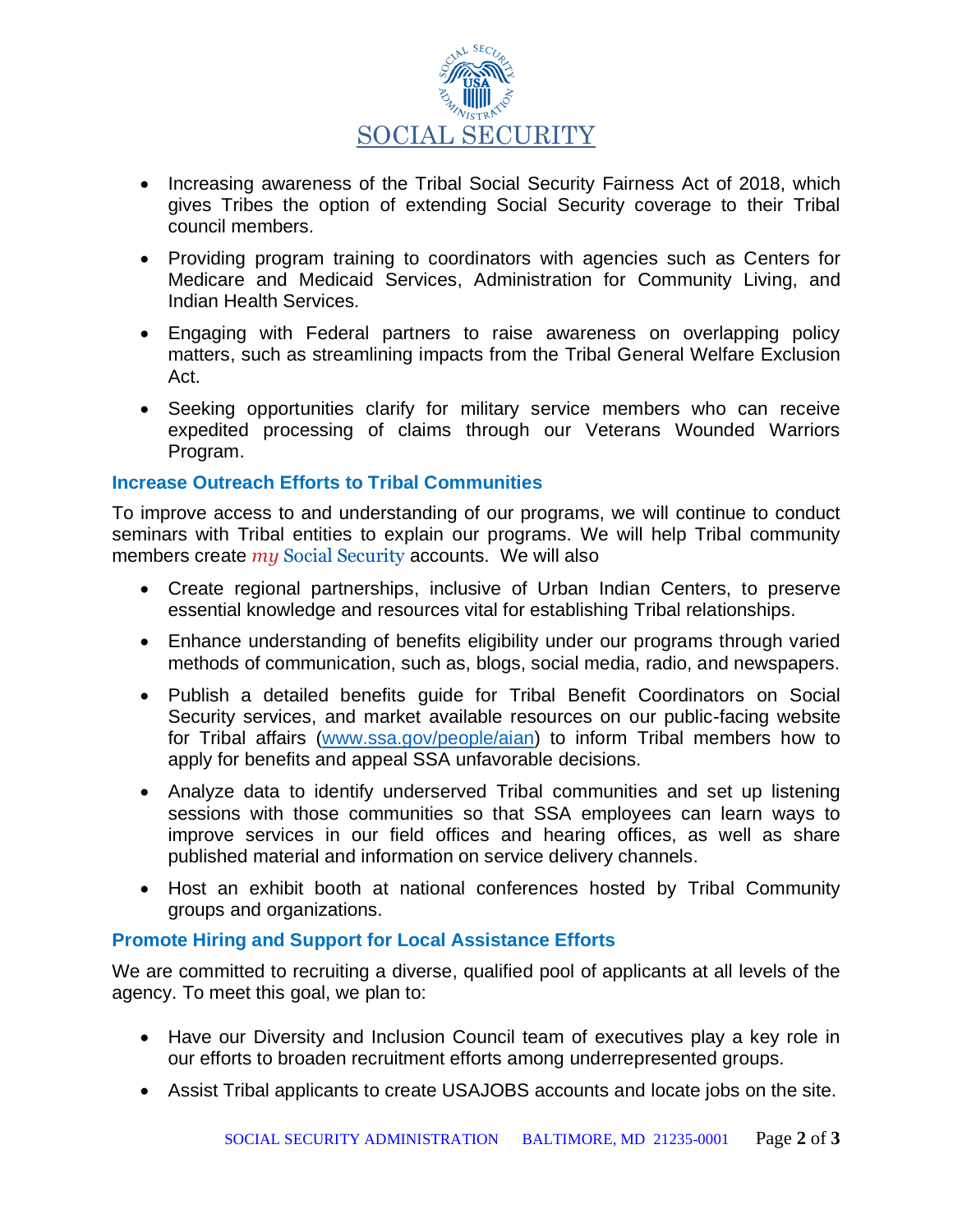- Increasing awareness of the Tribal Social Security Fairness Act of 2018, which gives Tribes the option of extending Social Security coverage to their Tribal council members.
- Providing program training to coordinators with agencies such as Centers for Medicare and Medicaid Services, Administration for Community Living, and Indian Health Services.
- Engaging with Federal partners to raise awareness on overlapping policy matters, such as streamlining impacts from the Tribal General Welfare Exclusion Act.
- Seeking opportunities clarify for military service members who can receive expedited processing of claims through our Veterans Wounded Warriors Program.

### Increase Outreach Efforts to Tribal Communities

To improve access to and understanding of our programs, we will continue to conduct seminars with Tribal entities to explain our programs. We will help Tribal community members create *my* Social Security accounts. We will also

- Create regional partnerships, inclusive of Urban Indian Centers, to preserve essential knowledge and resources vital for establishing Tribal relationships.
- Enhance understanding of benefits eligibility under our programs through varied methods of communication, such as, blogs, social media, radio, and newspapers.
- Publish a detailed benefits guide for Tribal Benefit Coordinators on Social Security services, and market available resources on our public-facing website for Tribal affairs (www.ssa.gov/people/aian) to inform Tribal members how to apply for benefits and appeal SSA unfavorable decisions.
- Analyze data to identify underserved Tribal communities and set up listening sessions with those communities so that SSA employees can learn ways to improve services in our field offices and hearing offices, as well as share published material and information on service delivery channels.
- Host an exhibit booth at national conferences hosted by Tribal Community groups and organizations.

### Promote Hiring and Support for Local Assistance Efforts

We are committed to recruiting a diverse, qualified pool of applicants at all levels of the agency. To meet this goal, we plan to:

- Have our Diversity and Inclusion Council team of executives play a key role in our efforts to broaden recruitment efforts among underrepresented groups.
- Assist Tribal applicants to create USAJOBS accounts and locate jobs on the site.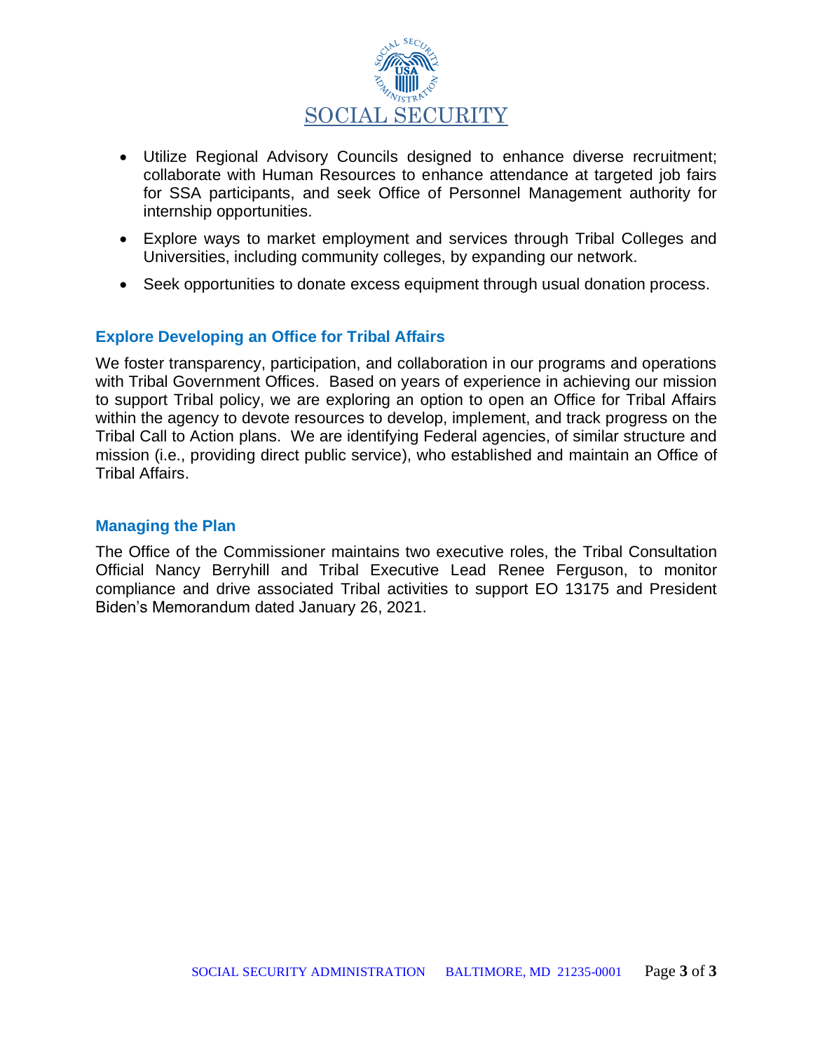- Utilize Regional Advisory Councils designed to enhance diverse recruitment; collaborate with Human Resources to enhance attendance at targeted job fairs for SSA participants, and seek Office of Personnel Management authority for internship opportunities.
- Explore ways to market employment and services through Tribal Colleges and Universities, including community colleges, by expanding our network.
- Seek opportunities to donate excess equipment through usual donation process.

### Explore Developing an Office for Tribal Affairs

We foster transparency, participation, and collaboration in our programs and operations with Tribal Government Offices. Based on years of experience in achieving our mission to support Tribal policy, we are exploring an option to open an Office for Tribal Affairs within the agency to devote resources to develop, implement, and track progress on the Tribal Call to Action plans. We are identifying Federal agencies, of similar structure and mission (i.e., providing direct public service), who established and maintain an Office of Tribal Affairs.

### Managing the Plan

The Office of the Commissioner maintains two executive roles, the Tribal Consultation Official Nancy Berryhill and Tribal Executive Lead Renee Ferguson, to monitor compliance and drive associated Tribal activities to support EO 13175 and President Biden's Memorandum dated January 26, 2021.